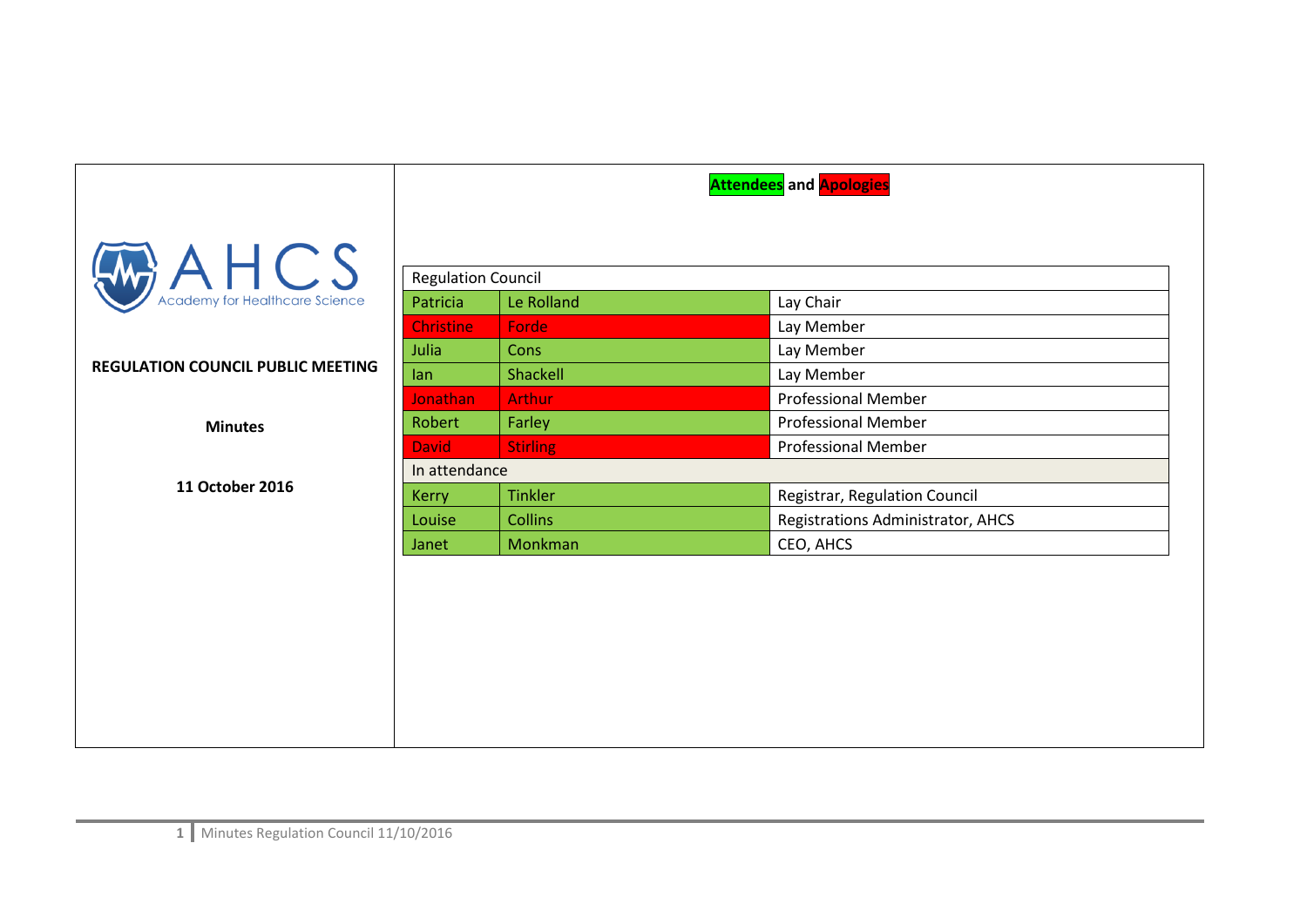AHCS Academy for Healthcare Science

**REGULATION COUNCIL PUBLIC MEETING**

**Minutes**

**11 October 2016**

**Attendees and Apologies**

| Regulation Council | | |
|---|---|---|
| Patricia | Le Rolland | Lay Chair |
| Christine | Forde | Lay Member |
| Julia | Cons | Lay Member |
| Ian | Shackell | Lay Member |
| Jonathan | Arthur | Professional Member |
| Robert | Farley | Professional Member |
| David | Stirling | Professional Member |
| In attendance | | |
| Kerry | Tinkler | Registrar, Regulation Council |
| Louise | Collins | Registrations Administrator, AHCS |
| Janet | Monkman | CEO, AHCS |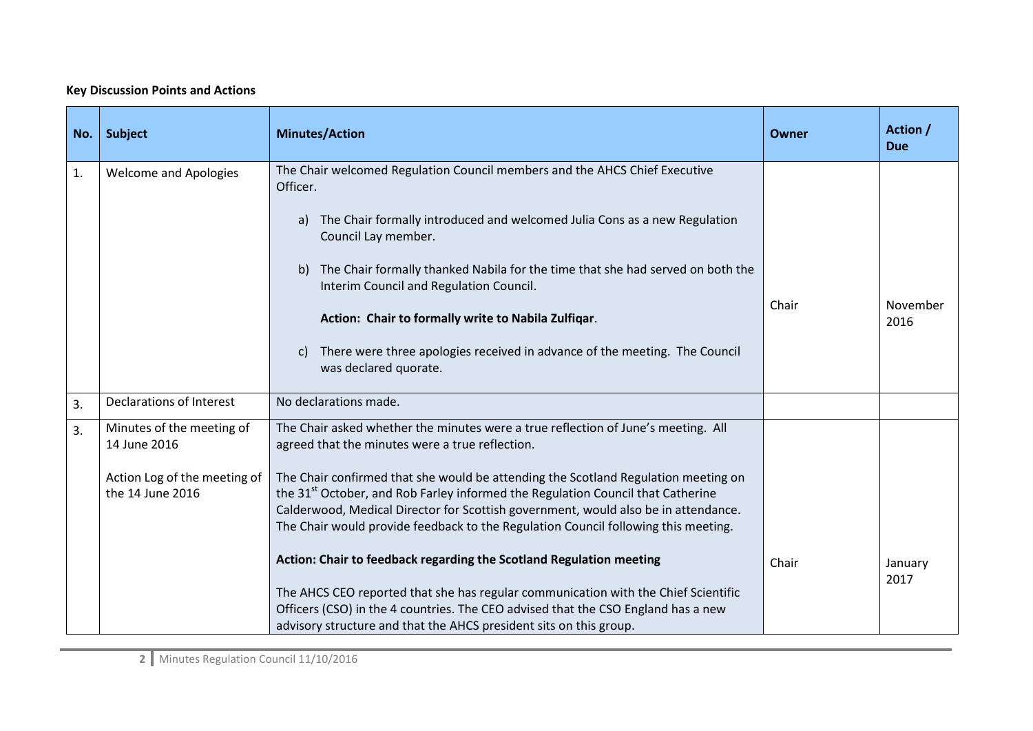**Key Discussion Points and Actions**

| No. | Subject | Minutes/Action | Owner | Action / Due |
|---|---|---|---|---|
| 1. | Welcome and Apologies | The Chair welcomed Regulation Council members and the AHCS Chief Executive Officer.<br><br>a) The Chair formally introduced and welcomed Julia Cons as a new Regulation Council Lay member.<br><br>b) The Chair formally thanked Nabila for the time that she had served on both the Interim Council and Regulation Council.<br><br>**Action: Chair to formally write to Nabila Zulfiqar**.<br><br>c) There were three apologies received in advance of the meeting. The Council was declared quorate. | Chair | November 2016 |
| 3. | Declarations of Interest | No declarations made. | | |
| 3. | Minutes of the meeting of 14 June 2016<br><br>Action Log of the meeting of the 14 June 2016 | The Chair asked whether the minutes were a true reflection of June's meeting. All agreed that the minutes were a true reflection.<br><br>The Chair confirmed that she would be attending the Scotland Regulation meeting on the 31st October, and Rob Farley informed the Regulation Council that Catherine Calderwood, Medical Director for Scottish government, would also be in attendance. The Chair would provide feedback to the Regulation Council following this meeting.<br><br>**Action: Chair to feedback regarding the Scotland Regulation meeting**<br><br>The AHCS CEO reported that she has regular communication with the Chief Scientific Officers (CSO) in the 4 countries. The CEO advised that the CSO England has a new advisory structure and that the AHCS president sits on this group. | Chair | January 2017 |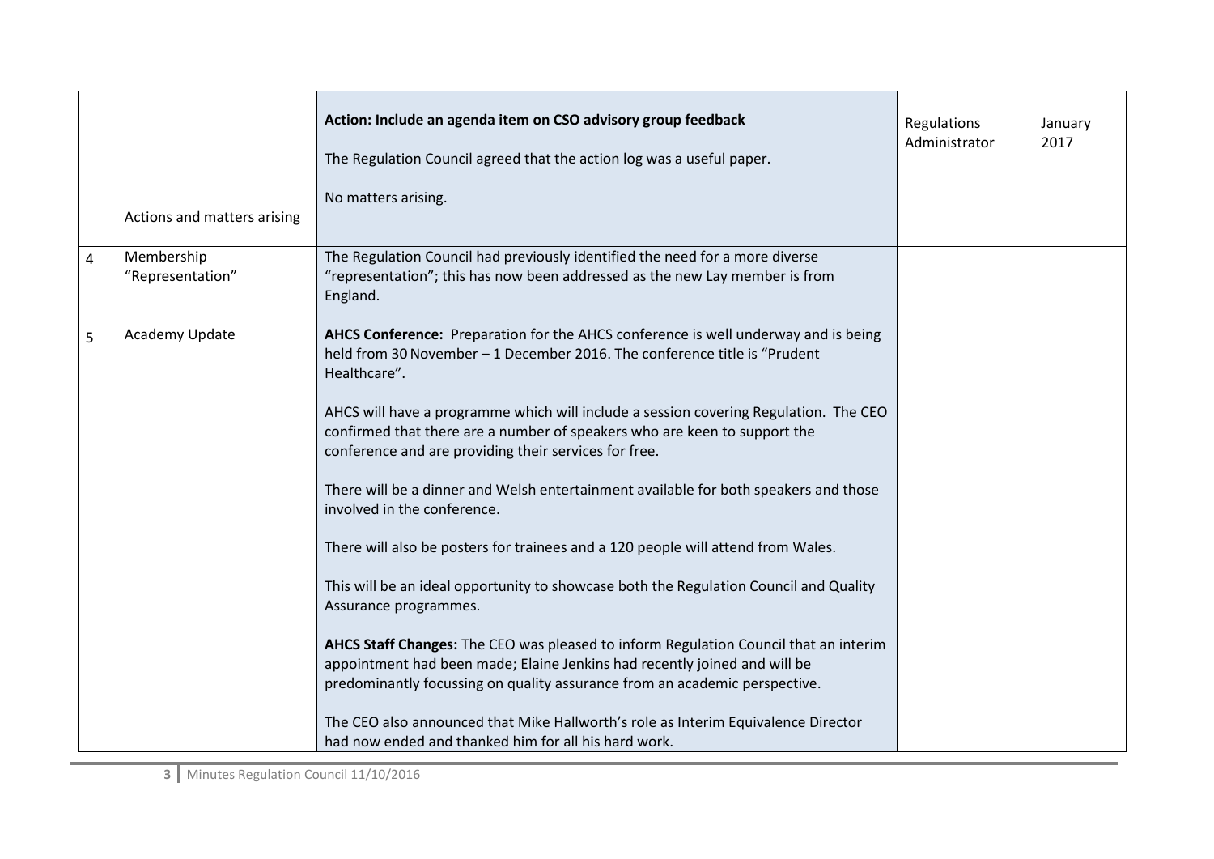| | | | | |
|---|---|---|---|---|
| | Actions and matters arising | **Action: Include an agenda item on CSO advisory group feedback**<br><br>The Regulation Council agreed that the action log was a useful paper.<br><br>No matters arising. | Regulations Administrator | January 2017 |
| 4 | Membership “Representation” | The Regulation Council had previously identified the need for a more diverse “representation”; this has now been addressed as the new Lay member is from England. | | |
| 5 | Academy Update | **AHCS Conference:** Preparation for the AHCS conference is well underway and is being held from 30 November – 1 December 2016. The conference title is “Prudent Healthcare”.<br><br>AHCS will have a programme which will include a session covering Regulation. The CEO confirmed that there are a number of speakers who are keen to support the conference and are providing their services for free.<br><br>There will be a dinner and Welsh entertainment available for both speakers and those involved in the conference.<br><br>There will also be posters for trainees and a 120 people will attend from Wales.<br><br>This will be an ideal opportunity to showcase both the Regulation Council and Quality Assurance programmes.<br><br>**AHCS Staff Changes:** The CEO was pleased to inform Regulation Council that an interim appointment had been made; Elaine Jenkins had recently joined and will be predominantly focussing on quality assurance from an academic perspective.<br><br>The CEO also announced that Mike Hallworth’s role as Interim Equivalence Director had now ended and thanked him for all his hard work. | | |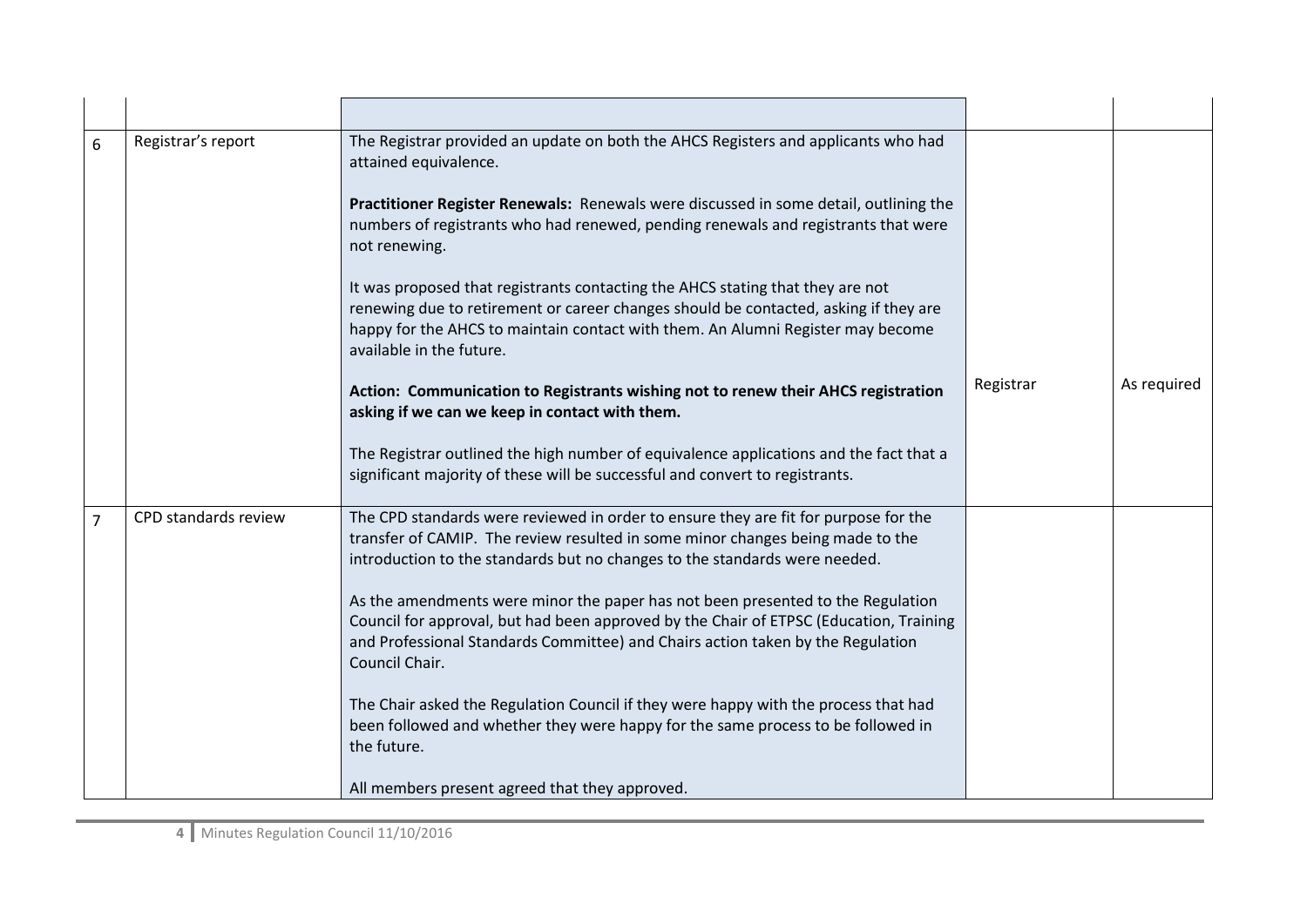| | | | | |
|---|---|---|---|---|
| 6 | Registrar's report | The Registrar provided an update on both the AHCS Registers and applicants who had attained equivalence.<br><br>**Practitioner Register Renewals:** Renewals were discussed in some detail, outlining the numbers of registrants who had renewed, pending renewals and registrants that were not renewing.<br><br>It was proposed that registrants contacting the AHCS stating that they are not renewing due to retirement or career changes should be contacted, asking if they are happy for the AHCS to maintain contact with them. An Alumni Register may become available in the future.<br><br>**Action: Communication to Registrants wishing not to renew their AHCS registration asking if we can we keep in contact with them.**<br><br>The Registrar outlined the high number of equivalence applications and the fact that a significant majority of these will be successful and convert to registrants. | Registrar | As required |
| 7 | CPD standards review | The CPD standards were reviewed in order to ensure they are fit for purpose for the transfer of CAMIP. The review resulted in some minor changes being made to the introduction to the standards but no changes to the standards were needed.<br><br>As the amendments were minor the paper has not been presented to the Regulation Council for approval, but had been approved by the Chair of ETPSC (Education, Training and Professional Standards Committee) and Chairs action taken by the Regulation Council Chair.<br><br>The Chair asked the Regulation Council if they were happy with the process that had been followed and whether they were happy for the same process to be followed in the future.<br><br>All members present agreed that they approved. | | |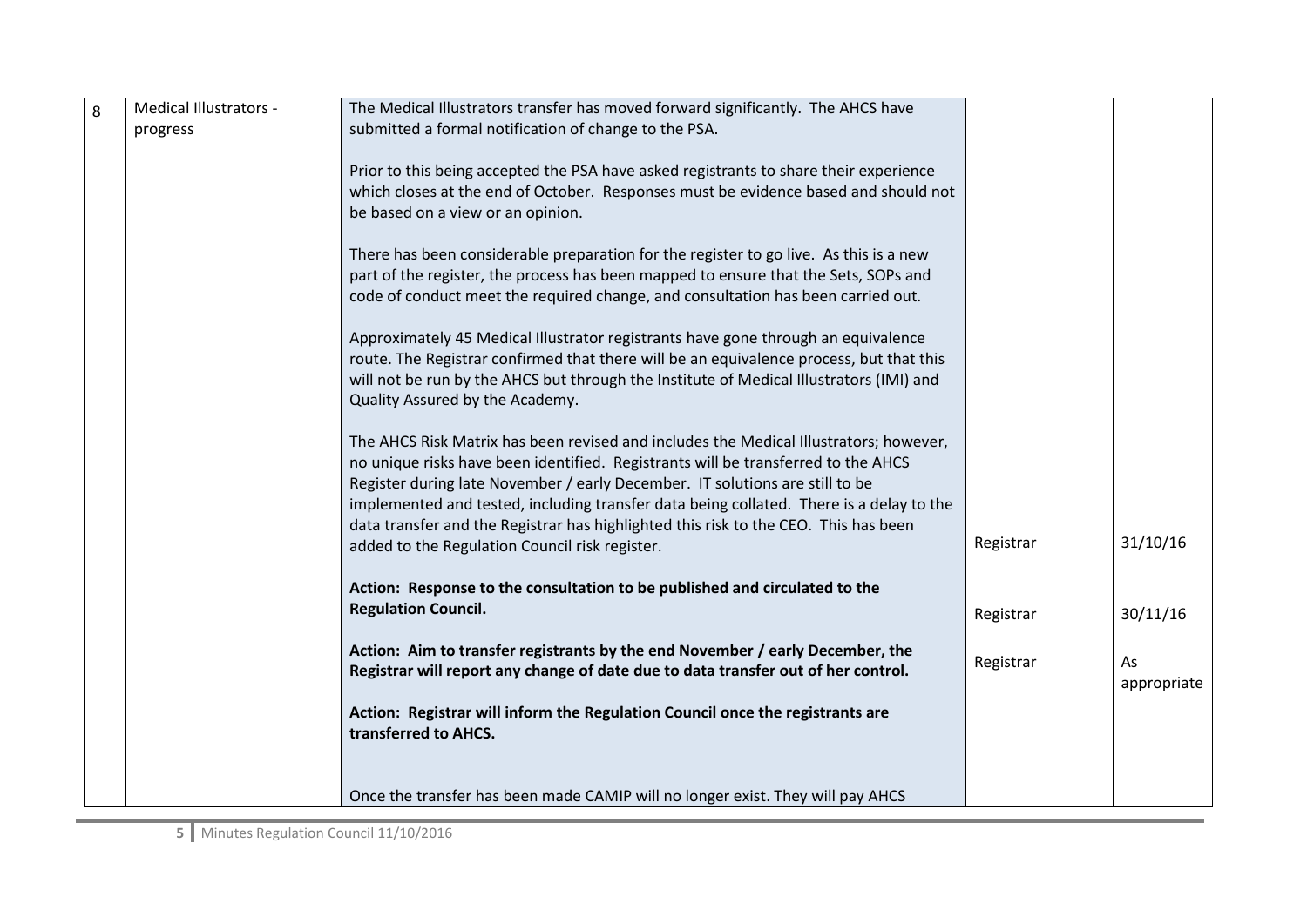| 8 | Medical Illustrators - progress | The Medical Illustrators transfer has moved forward significantly. The AHCS have submitted a formal notification of change to the PSA.<br><br>Prior to this being accepted the PSA have asked registrants to share their experience which closes at the end of October. Responses must be evidence based and should not be based on a view or an opinion.<br><br>There has been considerable preparation for the register to go live. As this is a new part of the register, the process has been mapped to ensure that the Sets, SOPs and code of conduct meet the required change, and consultation has been carried out.<br><br>Approximately 45 Medical Illustrator registrants have gone through an equivalence route. The Registrar confirmed that there will be an equivalence process, but that this will not be run by the AHCS but through the Institute of Medical Illustrators (IMI) and Quality Assured by the Academy.<br><br>The AHCS Risk Matrix has been revised and includes the Medical Illustrators; however, no unique risks have been identified. Registrants will be transferred to the AHCS Register during late November / early December. IT solutions are still to be implemented and tested, including transfer data being collated. There is a delay to the data transfer and the Registrar has highlighted this risk to the CEO. This has been added to the Regulation Council risk register. | | |
|---|---|---|---|---|
| | | **Action: Response to the consultation to be published and circulated to the Regulation Council.** | Registrar | 31/10/16 |
| | | **Action: Aim to transfer registrants by the end November / early December, the Registrar will report any change of date due to data transfer out of her control.** | Registrar | 30/11/16 |
| | | **Action: Registrar will inform the Regulation Council once the registrants are transferred to AHCS.** | Registrar | As appropriate |
| | | Once the transfer has been made CAMIP will no longer exist. They will pay AHCS | | |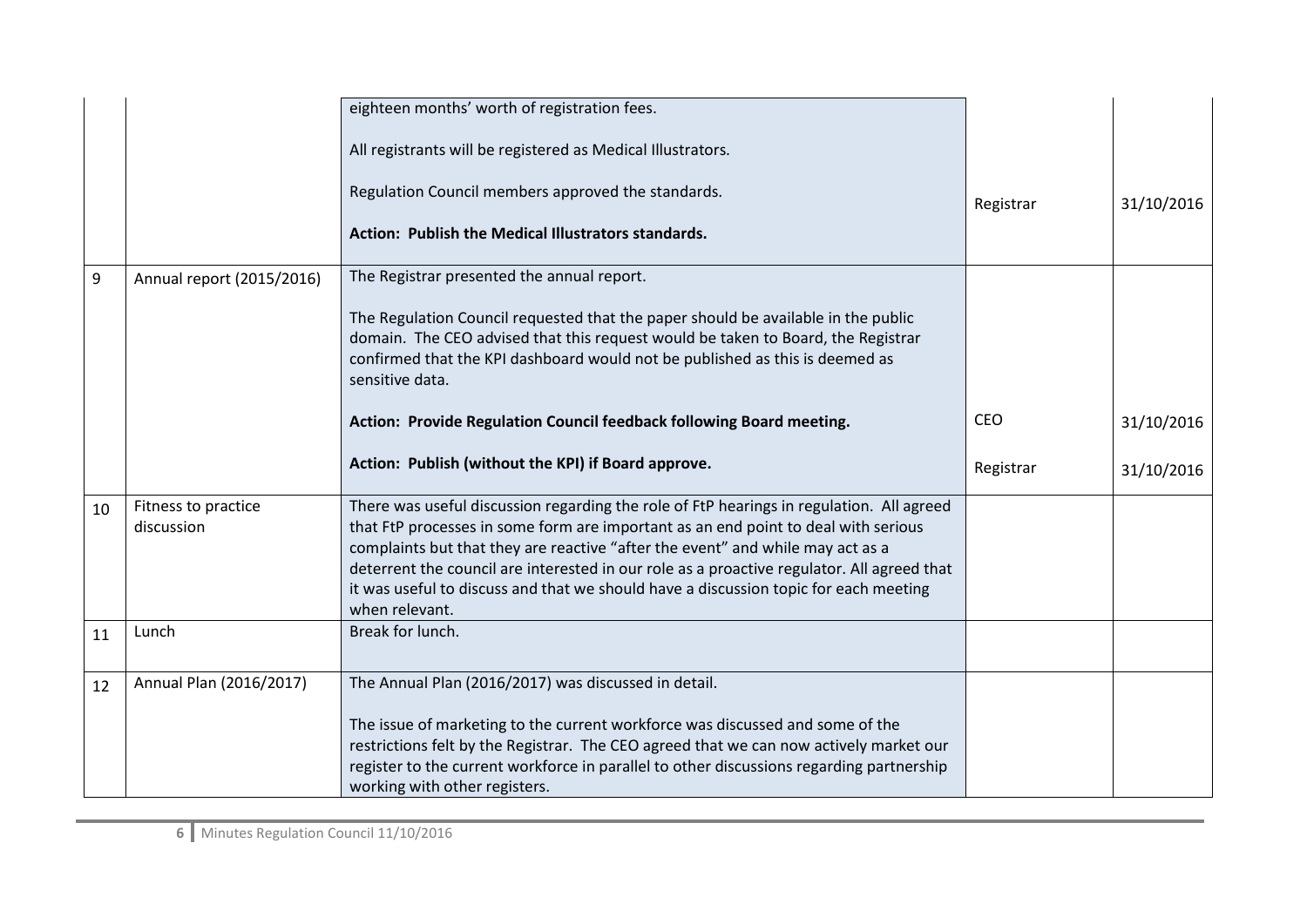| | | | | |
|---|---|---|---|---|
| | | eighteen months' worth of registration fees.<br><br>All registrants will be registered as Medical Illustrators.<br><br>Regulation Council members approved the standards.<br><br>**Action: Publish the Medical Illustrators standards.** | Registrar | 31/10/2016 |
| 9 | Annual report (2015/2016) | The Registrar presented the annual report.<br><br>The Regulation Council requested that the paper should be available in the public domain. The CEO advised that this request would be taken to Board, the Registrar confirmed that the KPI dashboard would not be published as this is deemed as sensitive data.<br><br>**Action: Provide Regulation Council feedback following Board meeting.**<br><br>**Action: Publish (without the KPI) if Board approve.** | CEO<br><br>Registrar | 31/10/2016<br><br>31/10/2016 |
| 10 | Fitness to practice discussion | There was useful discussion regarding the role of FtP hearings in regulation. All agreed that FtP processes in some form are important as an end point to deal with serious complaints but that they are reactive "after the event" and while may act as a deterrent the council are interested in our role as a proactive regulator. All agreed that it was useful to discuss and that we should have a discussion topic for each meeting when relevant. | | |
| 11 | Lunch | Break for lunch. | | |
| 12 | Annual Plan (2016/2017) | The Annual Plan (2016/2017) was discussed in detail.<br><br>The issue of marketing to the current workforce was discussed and some of the restrictions felt by the Registrar. The CEO agreed that we can now actively market our register to the current workforce in parallel to other discussions regarding partnership working with other registers. | | |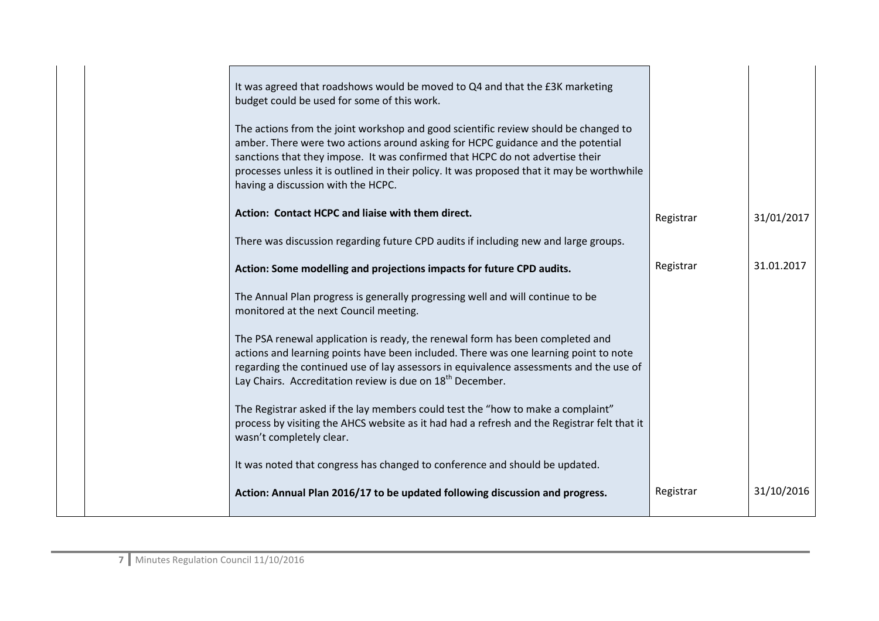| | | | | |
|---|---|---|---|---|
| | | It was agreed that roadshows would be moved to Q4 and that the £3K marketing budget could be used for some of this work.<br><br>The actions from the joint workshop and good scientific review should be changed to amber. There were two actions around asking for HCPC guidance and the potential sanctions that they impose. It was confirmed that HCPC do not advertise their processes unless it is outlined in their policy. It was proposed that it may be worthwhile having a discussion with the HCPC. | | |
| | | **Action: Contact HCPC and liaise with them direct.** | Registrar | 31/01/2017 |
| | | There was discussion regarding future CPD audits if including new and large groups. | | |
| | | **Action: Some modelling and projections impacts for future CPD audits.** | Registrar | 31.01.2017 |
| | | The Annual Plan progress is generally progressing well and will continue to be monitored at the next Council meeting.<br><br>The PSA renewal application is ready, the renewal form has been completed and actions and learning points have been included. There was one learning point to note regarding the continued use of lay assessors in equivalence assessments and the use of Lay Chairs. Accreditation review is due on 18th December.<br><br>The Registrar asked if the lay members could test the "how to make a complaint" process by visiting the AHCS website as it had had a refresh and the Registrar felt that it wasn't completely clear.<br><br>It was noted that congress has changed to conference and should be updated. | | |
| | | **Action: Annual Plan 2016/17 to be updated following discussion and progress.** | Registrar | 31/10/2016 |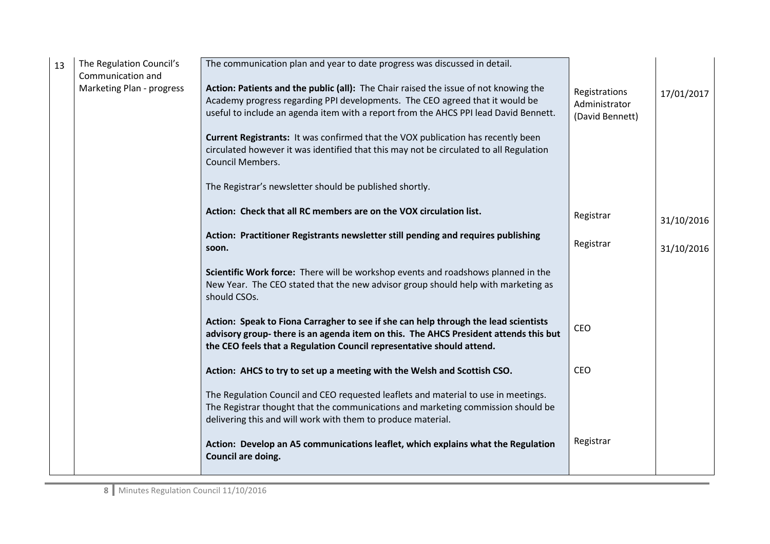| | | | | |
|---|---|---|---|---|
| 13 | The Regulation Council's Communication and Marketing Plan - progress | The communication plan and year to date progress was discussed in detail.<br><br>**Action: Patients and the public (all):** The Chair raised the issue of not knowing the Academy progress regarding PPI developments. The CEO agreed that it would be useful to include an agenda item with a report from the AHCS PPI lead David Bennett. | Registrations Administrator (David Bennett) | 17/01/2017 |
| | | **Current Registrants:** It was confirmed that the VOX publication has recently been circulated however it was identified that this may not be circulated to all Regulation Council Members.<br><br>The Registrar's newsletter should be published shortly. | | |
| | | **Action: Check that all RC members are on the VOX circulation list.** | Registrar | 31/10/2016 |
| | | **Action: Practitioner Registrants newsletter still pending and requires publishing soon.** | Registrar | 31/10/2016 |
| | | **Scientific Work force:** There will be workshop events and roadshows planned in the New Year. The CEO stated that the new advisor group should help with marketing as should CSOs. | | |
| | | **Action: Speak to Fiona Carragher to see if she can help through the lead scientists advisory group- there is an agenda item on this. The AHCS President attends this but the CEO feels that a Regulation Council representative should attend.** | CEO | |
| | | **Action: AHCS to try to set up a meeting with the Welsh and Scottish CSO.** | CEO | |
| | | The Regulation Council and CEO requested leaflets and material to use in meetings. The Registrar thought that the communications and marketing commission should be delivering this and will work with them to produce material. | | |
| | | **Action: Develop an A5 communications leaflet, which explains what the Regulation Council are doing.** | Registrar | |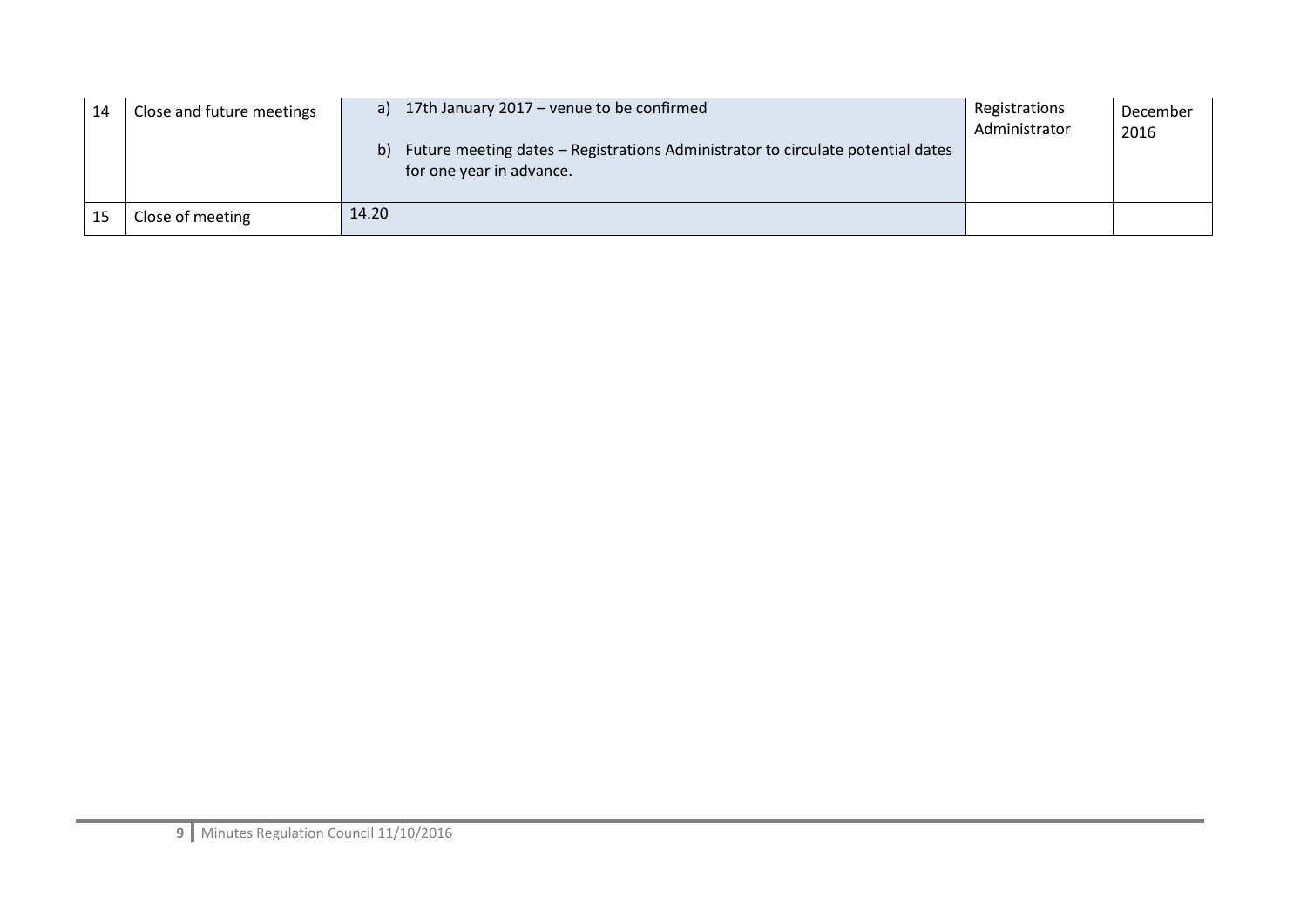| | | | | |
|---|---|---|---|---|
| 14 | Close and future meetings | a) 17th January 2017 – venue to be confirmed<br><br>b) Future meeting dates – Registrations Administrator to circulate potential dates for one year in advance. | Registrations Administrator | December 2016 |
| 15 | Close of meeting | 14.20 | | |